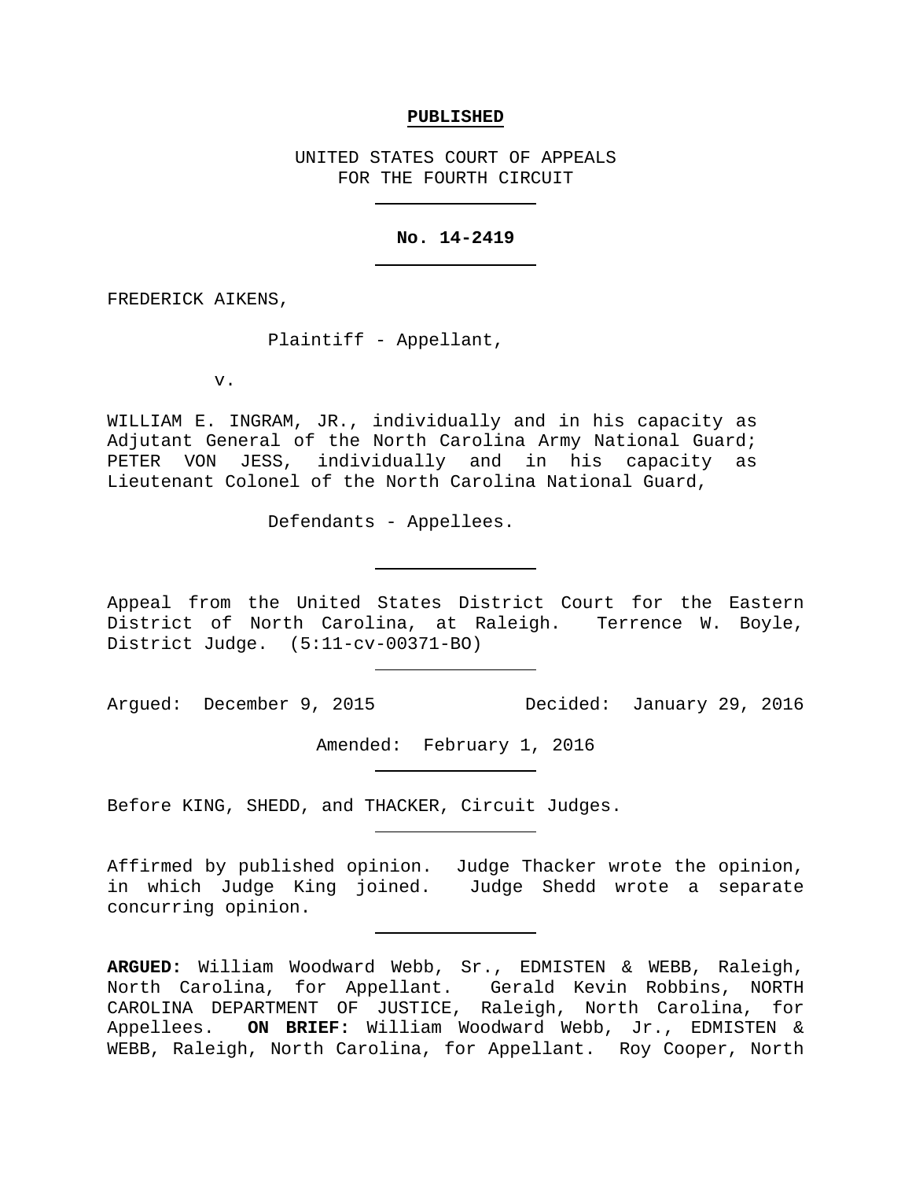**PUBLISHED**

UNITED STATES COURT OF APPEALS
FOR THE FOURTH CIRCUIT

---

**No. 14-2419**

---

FREDERICK AIKENS,

Plaintiff - Appellant,

v.

WILLIAM E. INGRAM, JR., individually and in his capacity as Adjutant General of the North Carolina Army National Guard; PETER VON JESS, individually and in his capacity as Lieutenant Colonel of the North Carolina National Guard,

Defendants - Appellees.

---

Appeal from the United States District Court for the Eastern District of North Carolina, at Raleigh. Terrence W. Boyle, District Judge. (5:11-cv-00371-BO)

---

Argued: December 9, 2015 Decided: January 29, 2016

Amended: February 1, 2016

---

Before KING, SHEDD, and THACKER, Circuit Judges.

---

Affirmed by published opinion. Judge Thacker wrote the opinion, in which Judge King joined. Judge Shedd wrote a separate concurring opinion.

---

**ARGUED:** William Woodward Webb, Sr., EDMISTEN & WEBB, Raleigh, North Carolina, for Appellant. Gerald Kevin Robbins, NORTH CAROLINA DEPARTMENT OF JUSTICE, Raleigh, North Carolina, for Appellees. **ON BRIEF:** William Woodward Webb, Jr., EDMISTEN & WEBB, Raleigh, North Carolina, for Appellant. Roy Cooper, North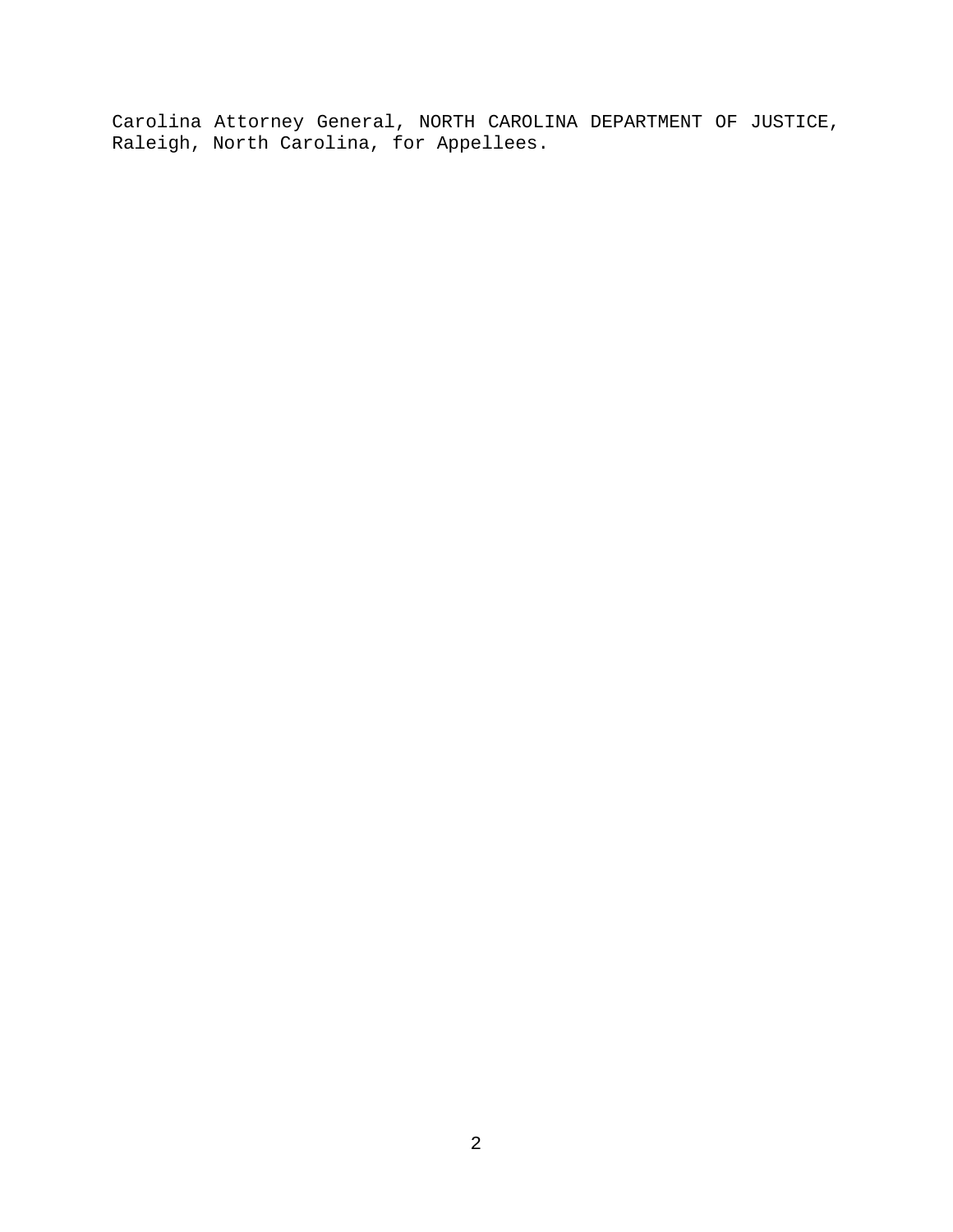Carolina Attorney General, NORTH CAROLINA DEPARTMENT OF JUSTICE, Raleigh, North Carolina, for Appellees.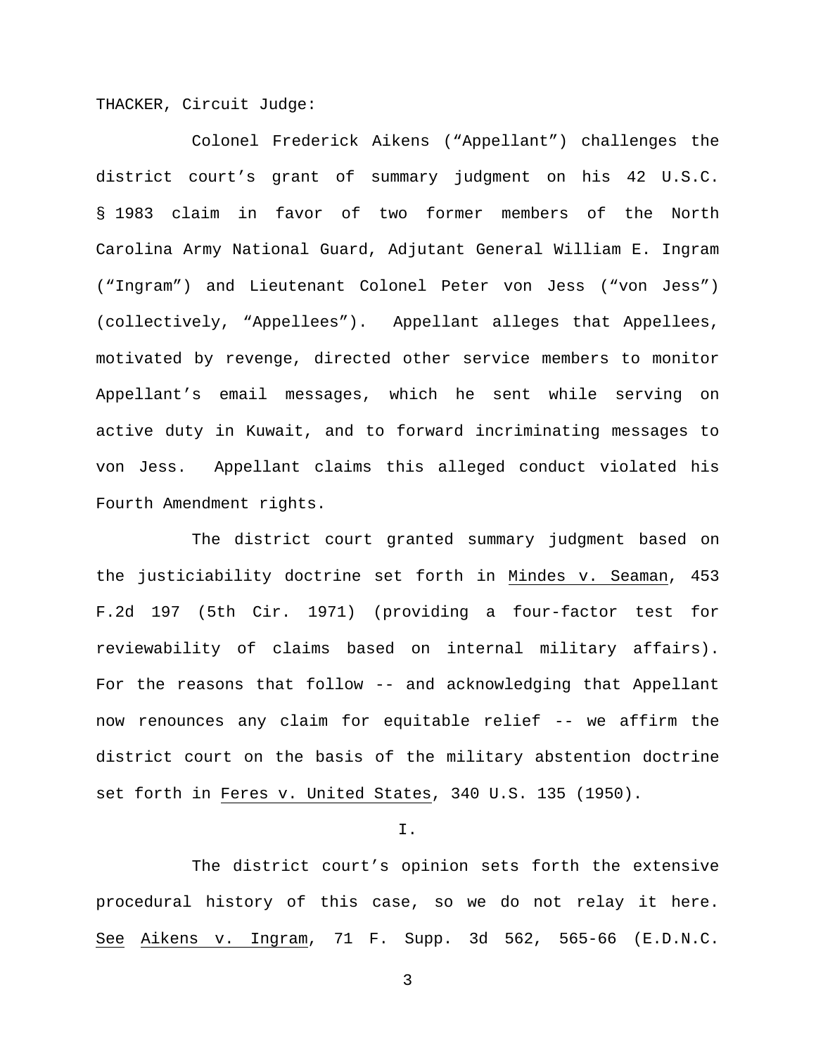THACKER, Circuit Judge:

Colonel Frederick Aikens ("Appellant") challenges the district court's grant of summary judgment on his 42 U.S.C. § 1983 claim in favor of two former members of the North Carolina Army National Guard, Adjutant General William E. Ingram ("Ingram") and Lieutenant Colonel Peter von Jess ("von Jess") (collectively, "Appellees"). Appellant alleges that Appellees, motivated by revenge, directed other service members to monitor Appellant's email messages, which he sent while serving on active duty in Kuwait, and to forward incriminating messages to von Jess. Appellant claims this alleged conduct violated his Fourth Amendment rights.

The district court granted summary judgment based on the justiciability doctrine set forth in Mindes v. Seaman, 453 F.2d 197 (5th Cir. 1971) (providing a four-factor test for reviewability of claims based on internal military affairs). For the reasons that follow -- and acknowledging that Appellant now renounces any claim for equitable relief -- we affirm the district court on the basis of the military abstention doctrine set forth in Feres v. United States, 340 U.S. 135 (1950).

I.

The district court's opinion sets forth the extensive procedural history of this case, so we do not relay it here. See Aikens v. Ingram, 71 F. Supp. 3d 562, 565-66 (E.D.N.C.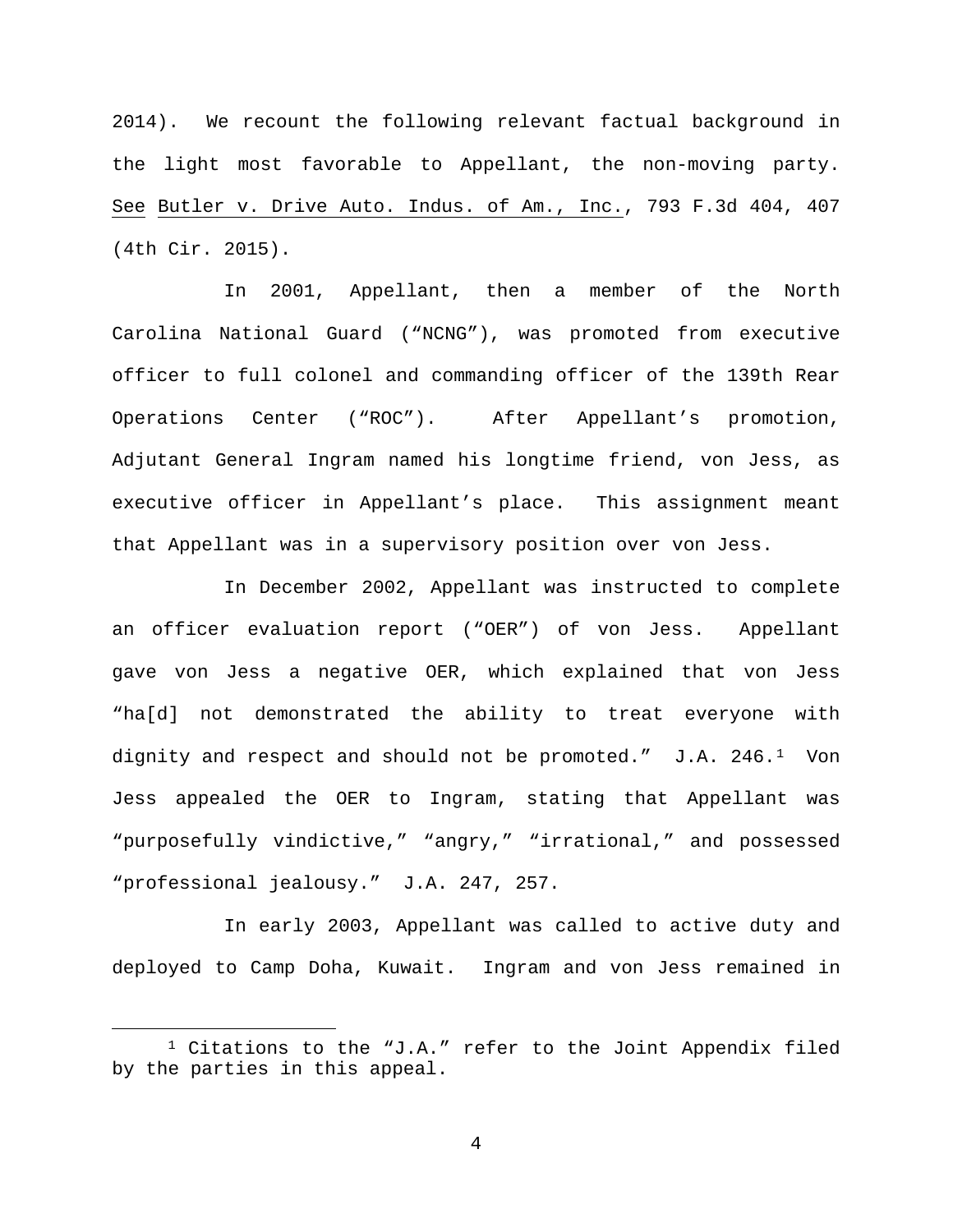2014). We recount the following relevant factual background in the light most favorable to Appellant, the non-moving party. See Butler v. Drive Auto. Indus. of Am., Inc., 793 F.3d 404, 407 (4th Cir. 2015).

In 2001, Appellant, then a member of the North Carolina National Guard ("NCNG"), was promoted from executive officer to full colonel and commanding officer of the 139th Rear Operations Center ("ROC"). After Appellant's promotion, Adjutant General Ingram named his longtime friend, von Jess, as executive officer in Appellant's place. This assignment meant that Appellant was in a supervisory position over von Jess.

In December 2002, Appellant was instructed to complete an officer evaluation report ("OER") of von Jess. Appellant gave von Jess a negative OER, which explained that von Jess "ha[d] not demonstrated the ability to treat everyone with dignity and respect and should not be promoted." J.A. 246.[1] Von Jess appealed the OER to Ingram, stating that Appellant was "purposefully vindictive," "angry," "irrational," and possessed "professional jealousy." J.A. 247, 257.

In early 2003, Appellant was called to active duty and deployed to Camp Doha, Kuwait. Ingram and von Jess remained in

[1] Citations to the "J.A." refer to the Joint Appendix filed by the parties in this appeal.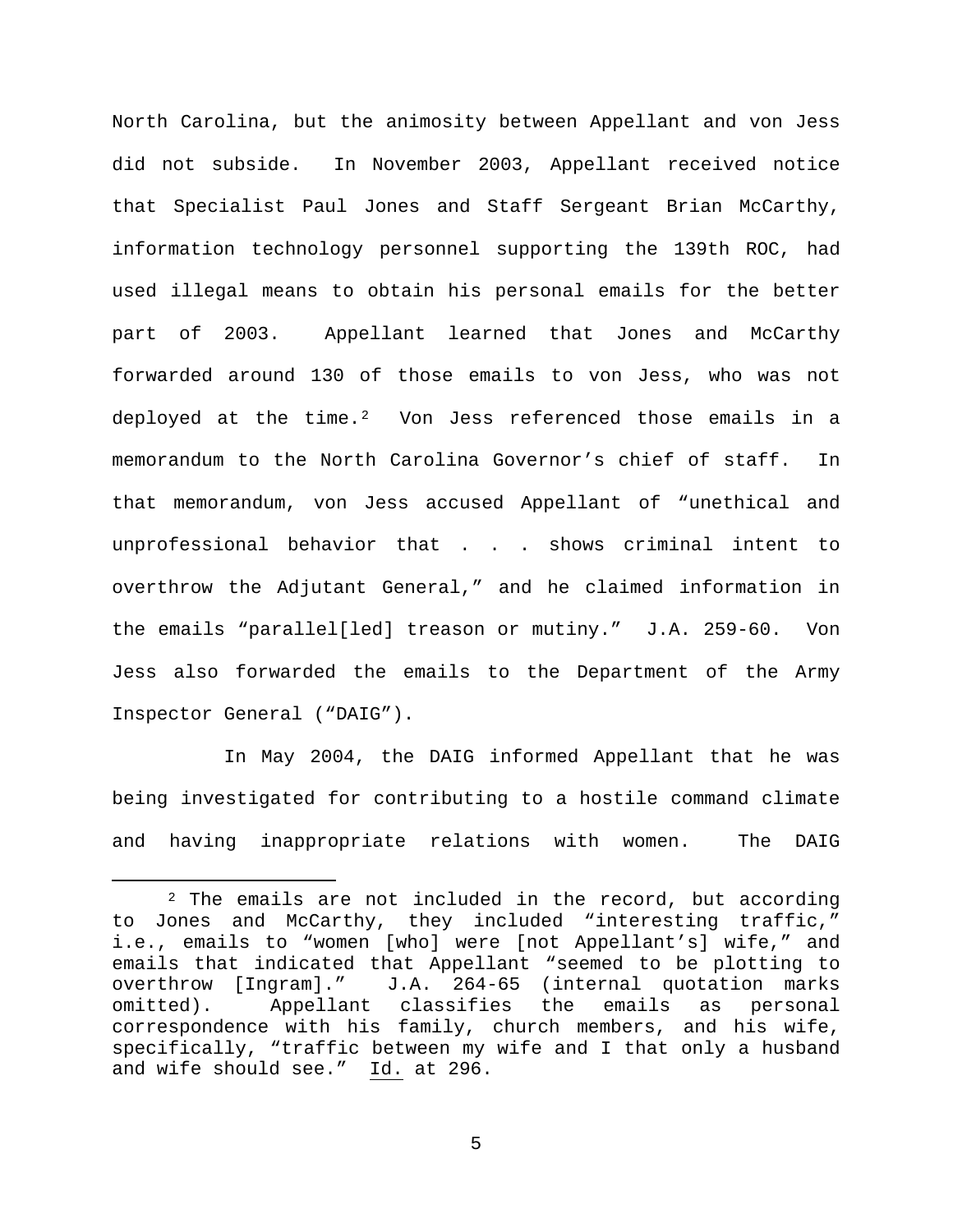North Carolina, but the animosity between Appellant and von Jess did not subside. In November 2003, Appellant received notice that Specialist Paul Jones and Staff Sergeant Brian McCarthy, information technology personnel supporting the 139th ROC, had used illegal means to obtain his personal emails for the better part of 2003. Appellant learned that Jones and McCarthy forwarded around 130 of those emails to von Jess, who was not deployed at the time.[2] Von Jess referenced those emails in a memorandum to the North Carolina Governor's chief of staff. In that memorandum, von Jess accused Appellant of "unethical and unprofessional behavior that . . . shows criminal intent to overthrow the Adjutant General," and he claimed information in the emails "parallel[led] treason or mutiny." J.A. 259-60. Von Jess also forwarded the emails to the Department of the Army Inspector General ("DAIG").

In May 2004, the DAIG informed Appellant that he was being investigated for contributing to a hostile command climate and having inappropriate relations with women. The DAIG

---

[2] The emails are not included in the record, but according to Jones and McCarthy, they included "interesting traffic," i.e., emails to "women [who] were [not Appellant's] wife," and emails that indicated that Appellant "seemed to be plotting to overthrow [Ingram]." J.A. 264-65 (internal quotation marks omitted). Appellant classifies the emails as personal correspondence with his family, church members, and his wife, specifically, "traffic between my wife and I that only a husband and wife should see." Id. at 296.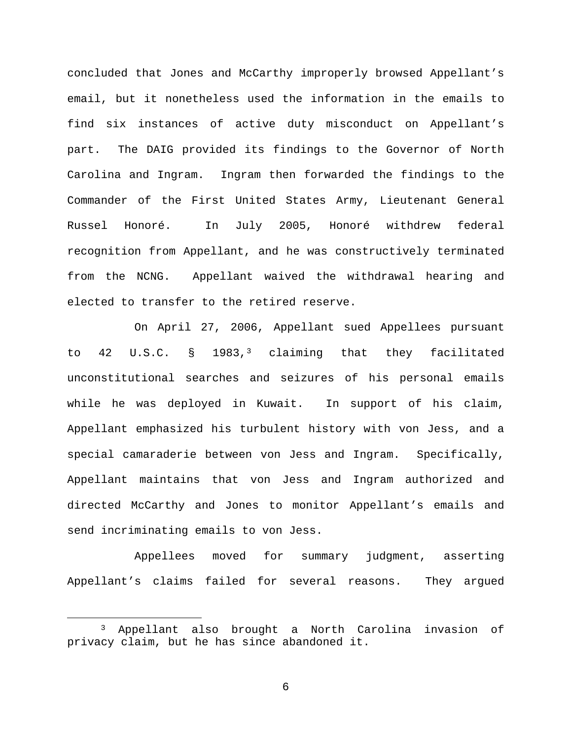concluded that Jones and McCarthy improperly browsed Appellant's email, but it nonetheless used the information in the emails to find six instances of active duty misconduct on Appellant's part. The DAIG provided its findings to the Governor of North Carolina and Ingram. Ingram then forwarded the findings to the Commander of the First United States Army, Lieutenant General Russel Honoré. In July 2005, Honoré withdrew federal recognition from Appellant, and he was constructively terminated from the NCNG. Appellant waived the withdrawal hearing and elected to transfer to the retired reserve.

On April 27, 2006, Appellant sued Appellees pursuant to 42 U.S.C. § 1983,[3] claiming that they facilitated unconstitutional searches and seizures of his personal emails while he was deployed in Kuwait. In support of his claim, Appellant emphasized his turbulent history with von Jess, and a special camaraderie between von Jess and Ingram. Specifically, Appellant maintains that von Jess and Ingram authorized and directed McCarthy and Jones to monitor Appellant's emails and send incriminating emails to von Jess.

Appellees moved for summary judgment, asserting Appellant's claims failed for several reasons. They argued

---

[3] Appellant also brought a North Carolina invasion of privacy claim, but he has since abandoned it.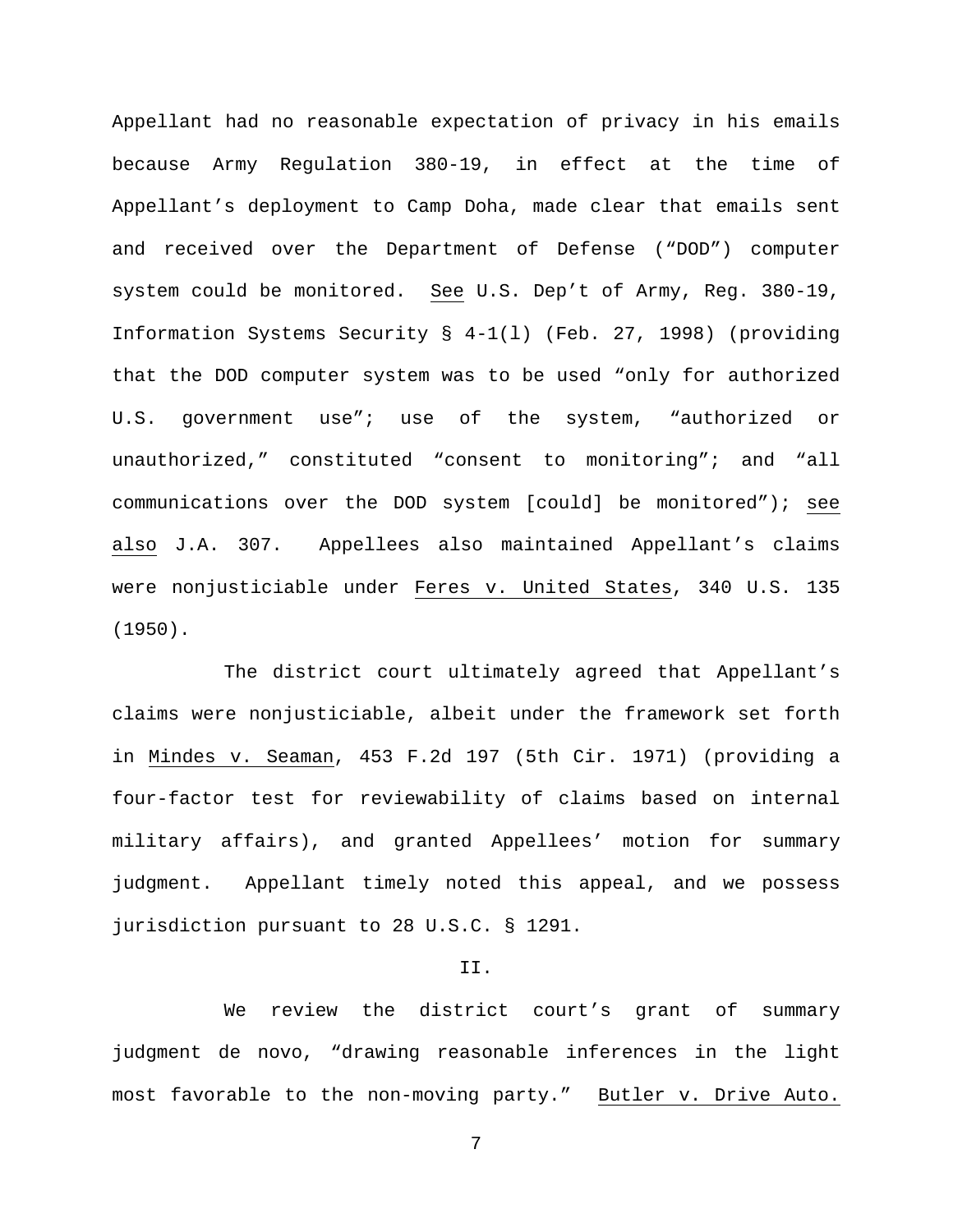Appellant had no reasonable expectation of privacy in his emails because Army Regulation 380-19, in effect at the time of Appellant's deployment to Camp Doha, made clear that emails sent and received over the Department of Defense ("DOD") computer system could be monitored. See U.S. Dep't of Army, Reg. 380-19, Information Systems Security § 4-1(l) (Feb. 27, 1998) (providing that the DOD computer system was to be used "only for authorized U.S. government use"; use of the system, "authorized or unauthorized," constituted "consent to monitoring"; and "all communications over the DOD system [could] be monitored"); see also J.A. 307. Appellees also maintained Appellant's claims were nonjusticiable under Feres v. United States, 340 U.S. 135 (1950).

The district court ultimately agreed that Appellant's claims were nonjusticiable, albeit under the framework set forth in Mindes v. Seaman, 453 F.2d 197 (5th Cir. 1971) (providing a four-factor test for reviewability of claims based on internal military affairs), and granted Appellees' motion for summary judgment. Appellant timely noted this appeal, and we possess jurisdiction pursuant to 28 U.S.C. § 1291.

## II.

We review the district court's grant of summary judgment de novo, "drawing reasonable inferences in the light most favorable to the non-moving party." Butler v. Drive Auto.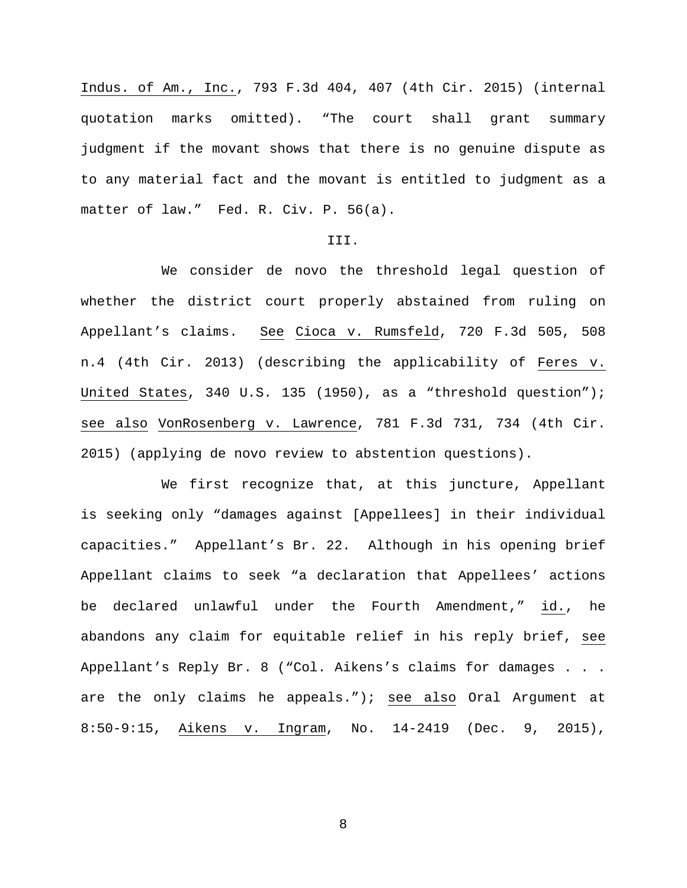Indus. of Am., Inc., 793 F.3d 404, 407 (4th Cir. 2015) (internal quotation marks omitted). "The court shall grant summary judgment if the movant shows that there is no genuine dispute as to any material fact and the movant is entitled to judgment as a matter of law." Fed. R. Civ. P. 56(a).

III.

We consider de novo the threshold legal question of whether the district court properly abstained from ruling on Appellant's claims. See Cioca v. Rumsfeld, 720 F.3d 505, 508 n.4 (4th Cir. 2013) (describing the applicability of Feres v. United States, 340 U.S. 135 (1950), as a "threshold question"); see also VonRosenberg v. Lawrence, 781 F.3d 731, 734 (4th Cir. 2015) (applying de novo review to abstention questions).

We first recognize that, at this juncture, Appellant is seeking only "damages against [Appellees] in their individual capacities." Appellant's Br. 22. Although in his opening brief Appellant claims to seek "a declaration that Appellees' actions be declared unlawful under the Fourth Amendment," id., he abandons any claim for equitable relief in his reply brief, see Appellant's Reply Br. 8 ("Col. Aikens's claims for damages . . . are the only claims he appeals."); see also Oral Argument at 8:50-9:15, Aikens v. Ingram, No. 14-2419 (Dec. 9, 2015),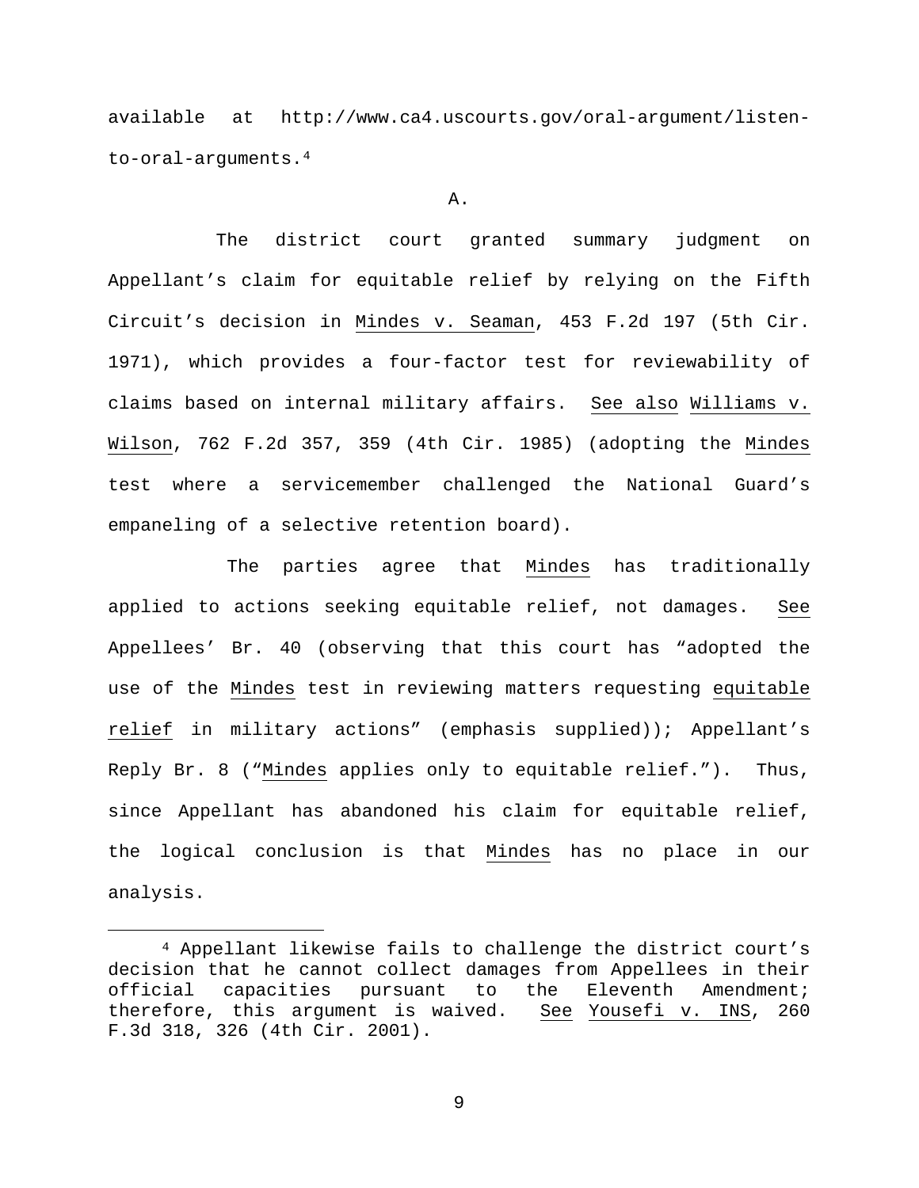available at http://www.ca4.uscourts.gov/oral-argument/listen-to-oral-arguments.[4]

A.

The district court granted summary judgment on Appellant's claim for equitable relief by relying on the Fifth Circuit's decision in Mindes v. Seaman, 453 F.2d 197 (5th Cir. 1971), which provides a four-factor test for reviewability of claims based on internal military affairs. See also Williams v. Wilson, 762 F.2d 357, 359 (4th Cir. 1985) (adopting the Mindes test where a servicemember challenged the National Guard's empaneling of a selective retention board).

The parties agree that Mindes has traditionally applied to actions seeking equitable relief, not damages. See Appellees' Br. 40 (observing that this court has "adopted the use of the Mindes test in reviewing matters requesting equitable relief in military actions" (emphasis supplied)); Appellant's Reply Br. 8 ("Mindes applies only to equitable relief."). Thus, since Appellant has abandoned his claim for equitable relief, the logical conclusion is that Mindes has no place in our analysis.

---

[4] Appellant likewise fails to challenge the district court's decision that he cannot collect damages from Appellees in their official capacities pursuant to the Eleventh Amendment; therefore, this argument is waived. See Yousefi v. INS, 260 F.3d 318, 326 (4th Cir. 2001).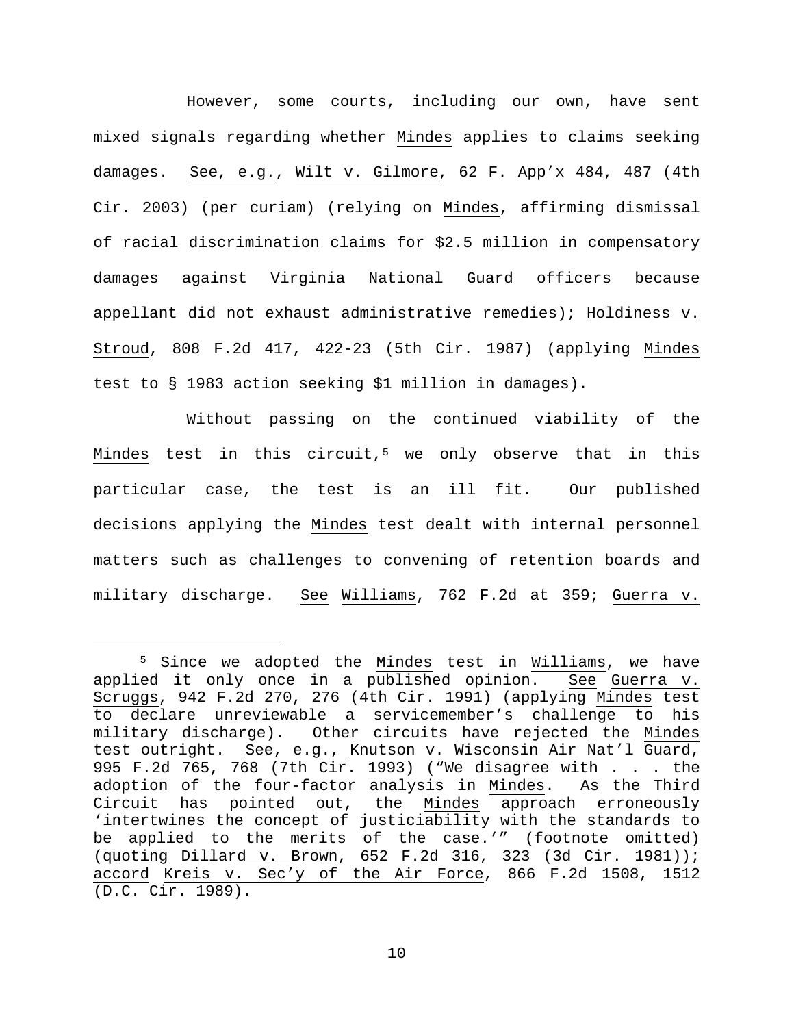However, some courts, including our own, have sent mixed signals regarding whether Mindes applies to claims seeking damages. See, e.g., Wilt v. Gilmore, 62 F. App'x 484, 487 (4th Cir. 2003) (per curiam) (relying on Mindes, affirming dismissal of racial discrimination claims for $2.5 million in compensatory damages against Virginia National Guard officers because appellant did not exhaust administrative remedies); Holdiness v. Stroud, 808 F.2d 417, 422-23 (5th Cir. 1987) (applying Mindes test to § 1983 action seeking $1 million in damages).

Without passing on the continued viability of the Mindes test in this circuit,[5] we only observe that in this particular case, the test is an ill fit. Our published decisions applying the Mindes test dealt with internal personnel matters such as challenges to convening of retention boards and military discharge. See Williams, 762 F.2d at 359; Guerra v.

[5] Since we adopted the Mindes test in Williams, we have applied it only once in a published opinion. See Guerra v. Scruggs, 942 F.2d 270, 276 (4th Cir. 1991) (applying Mindes test to declare unreviewable a servicemember's challenge to his military discharge). Other circuits have rejected the Mindes test outright. See, e.g., Knutson v. Wisconsin Air Nat'l Guard, 995 F.2d 765, 768 (7th Cir. 1993) ("We disagree with . . . the adoption of the four-factor analysis in Mindes. As the Third Circuit has pointed out, the Mindes approach erroneously 'intertwines the concept of justiciability with the standards to be applied to the merits of the case.'" (footnote omitted) (quoting Dillard v. Brown, 652 F.2d 316, 323 (3d Cir. 1981)); accord Kreis v. Sec'y of the Air Force, 866 F.2d 1508, 1512 (D.C. Cir. 1989).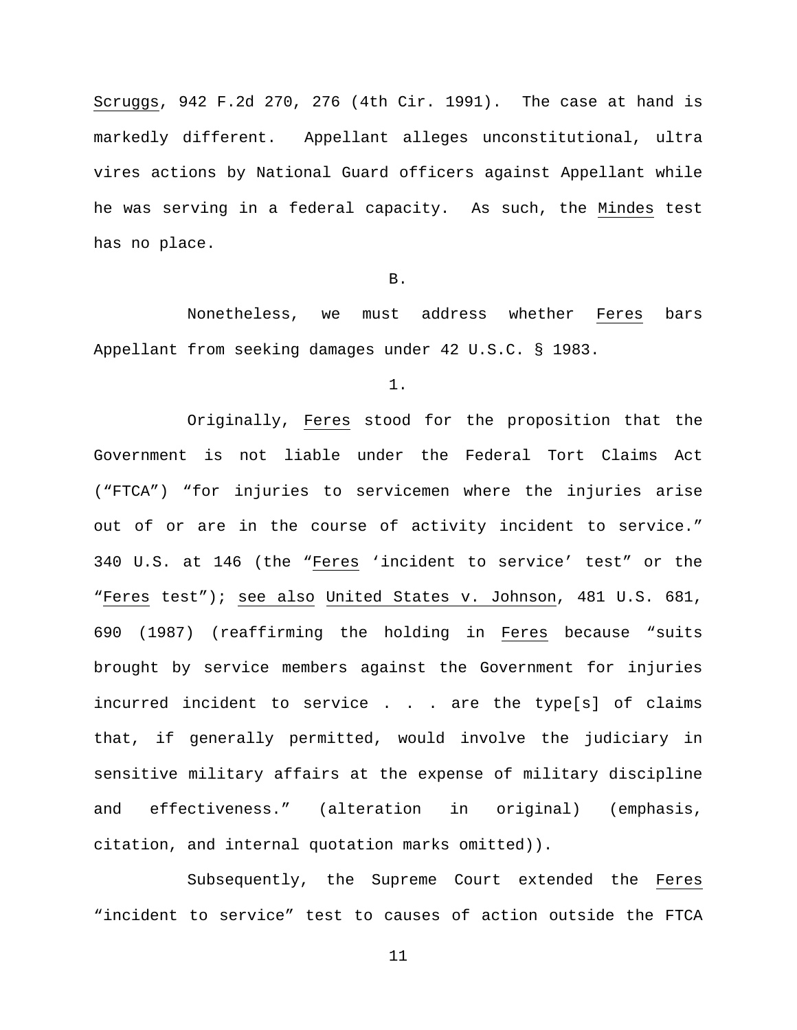Scruggs, 942 F.2d 270, 276 (4th Cir. 1991). The case at hand is markedly different. Appellant alleges unconstitutional, ultra vires actions by National Guard officers against Appellant while he was serving in a federal capacity. As such, the Mindes test has no place.

B.

Nonetheless, we must address whether Feres bars Appellant from seeking damages under 42 U.S.C. § 1983.

1.

Originally, Feres stood for the proposition that the Government is not liable under the Federal Tort Claims Act ("FTCA") "for injuries to servicemen where the injuries arise out of or are in the course of activity incident to service." 340 U.S. at 146 (the "Feres 'incident to service' test" or the "Feres test"); see also United States v. Johnson, 481 U.S. 681, 690 (1987) (reaffirming the holding in Feres because "suits brought by service members against the Government for injuries incurred incident to service . . . are the type[s] of claims that, if generally permitted, would involve the judiciary in sensitive military affairs at the expense of military discipline and effectiveness." (alteration in original) (emphasis, citation, and internal quotation marks omitted)).

Subsequently, the Supreme Court extended the Feres "incident to service" test to causes of action outside the FTCA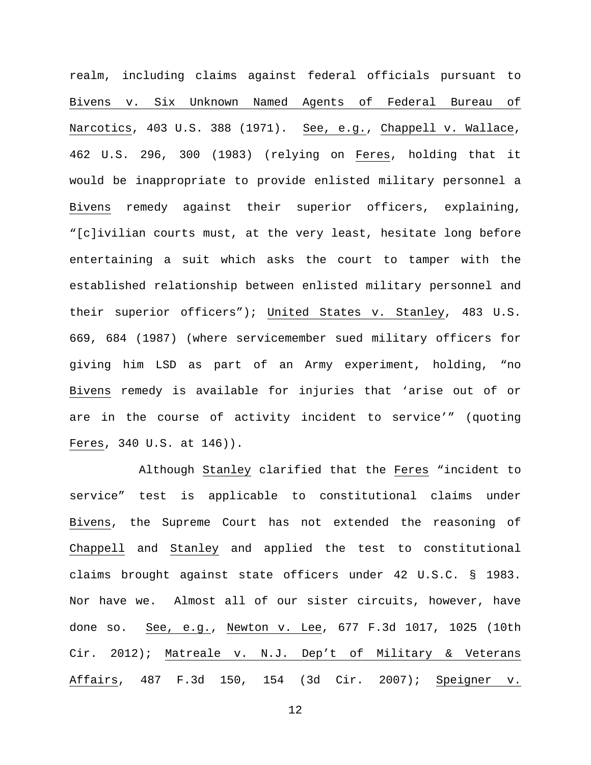realm, including claims against federal officials pursuant to Bivens v. Six Unknown Named Agents of Federal Bureau of Narcotics, 403 U.S. 388 (1971). See, e.g., Chappell v. Wallace, 462 U.S. 296, 300 (1983) (relying on Feres, holding that it would be inappropriate to provide enlisted military personnel a Bivens remedy against their superior officers, explaining, "[c]ivilian courts must, at the very least, hesitate long before entertaining a suit which asks the court to tamper with the established relationship between enlisted military personnel and their superior officers"); United States v. Stanley, 483 U.S. 669, 684 (1987) (where servicemember sued military officers for giving him LSD as part of an Army experiment, holding, "no Bivens remedy is available for injuries that 'arise out of or are in the course of activity incident to service'" (quoting Feres, 340 U.S. at 146)).

Although Stanley clarified that the Feres "incident to service" test is applicable to constitutional claims under Bivens, the Supreme Court has not extended the reasoning of Chappell and Stanley and applied the test to constitutional claims brought against state officers under 42 U.S.C. § 1983. Nor have we. Almost all of our sister circuits, however, have done so. See, e.g., Newton v. Lee, 677 F.3d 1017, 1025 (10th Cir. 2012); Matreale v. N.J. Dep't of Military & Veterans Affairs, 487 F.3d 150, 154 (3d Cir. 2007); Speigner v.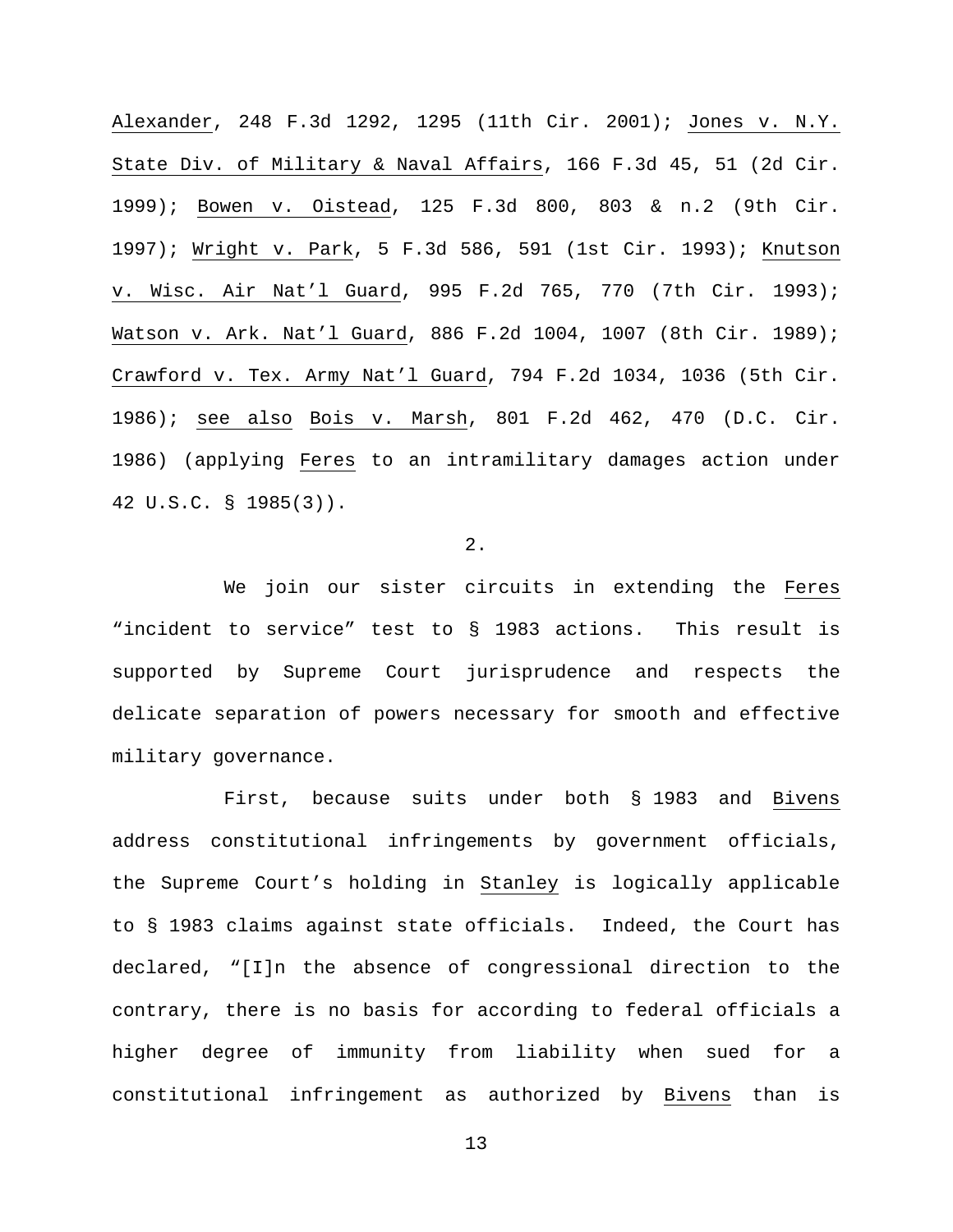Alexander, 248 F.3d 1292, 1295 (11th Cir. 2001); Jones v. N.Y. State Div. of Military & Naval Affairs, 166 F.3d 45, 51 (2d Cir. 1999); Bowen v. Oistead, 125 F.3d 800, 803 & n.2 (9th Cir. 1997); Wright v. Park, 5 F.3d 586, 591 (1st Cir. 1993); Knutson v. Wisc. Air Nat'l Guard, 995 F.2d 765, 770 (7th Cir. 1993); Watson v. Ark. Nat'l Guard, 886 F.2d 1004, 1007 (8th Cir. 1989); Crawford v. Tex. Army Nat'l Guard, 794 F.2d 1034, 1036 (5th Cir. 1986); see also Bois v. Marsh, 801 F.2d 462, 470 (D.C. Cir. 1986) (applying Feres to an intramilitary damages action under 42 U.S.C. § 1985(3)).

2.

We join our sister circuits in extending the Feres "incident to service" test to § 1983 actions. This result is supported by Supreme Court jurisprudence and respects the delicate separation of powers necessary for smooth and effective military governance.

First, because suits under both § 1983 and Bivens address constitutional infringements by government officials, the Supreme Court's holding in Stanley is logically applicable to § 1983 claims against state officials. Indeed, the Court has declared, "[I]n the absence of congressional direction to the contrary, there is no basis for according to federal officials a higher degree of immunity from liability when sued for a constitutional infringement as authorized by Bivens than is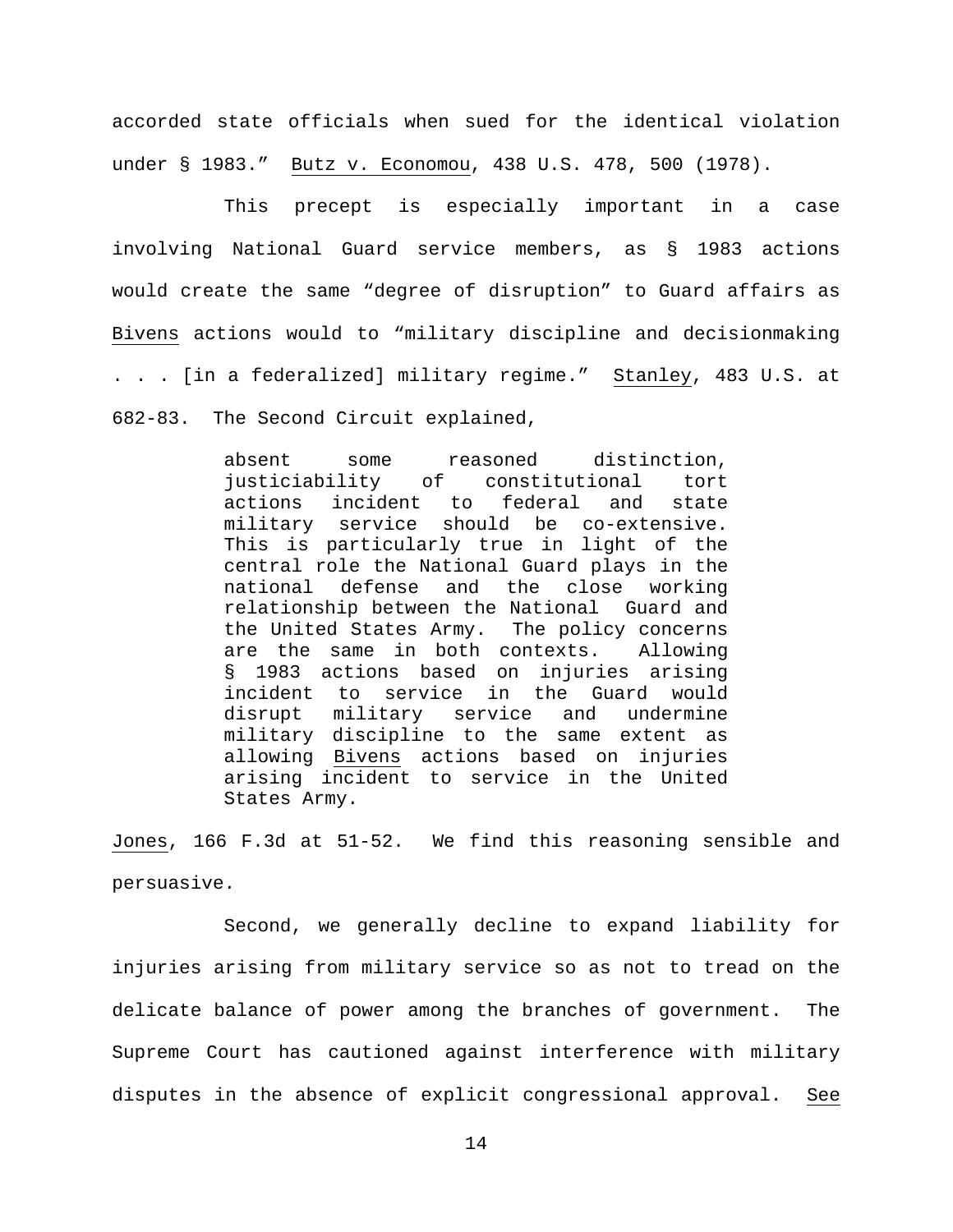accorded state officials when sued for the identical violation under § 1983." Butz v. Economou, 438 U.S. 478, 500 (1978).

This precept is especially important in a case involving National Guard service members, as § 1983 actions would create the same "degree of disruption" to Guard affairs as Bivens actions would to "military discipline and decisionmaking . . . [in a federalized] military regime." Stanley, 483 U.S. at 682-83. The Second Circuit explained,

> absent some reasoned distinction, justiciability of constitutional tort actions incident to federal and state military service should be co-extensive. This is particularly true in light of the central role the National Guard plays in the national defense and the close working relationship between the National Guard and the United States Army. The policy concerns are the same in both contexts. Allowing § 1983 actions based on injuries arising incident to service in the Guard would disrupt military service and undermine military discipline to the same extent as allowing Bivens actions based on injuries arising incident to service in the United States Army.

Jones, 166 F.3d at 51-52. We find this reasoning sensible and persuasive.

Second, we generally decline to expand liability for injuries arising from military service so as not to tread on the delicate balance of power among the branches of government. The Supreme Court has cautioned against interference with military disputes in the absence of explicit congressional approval. See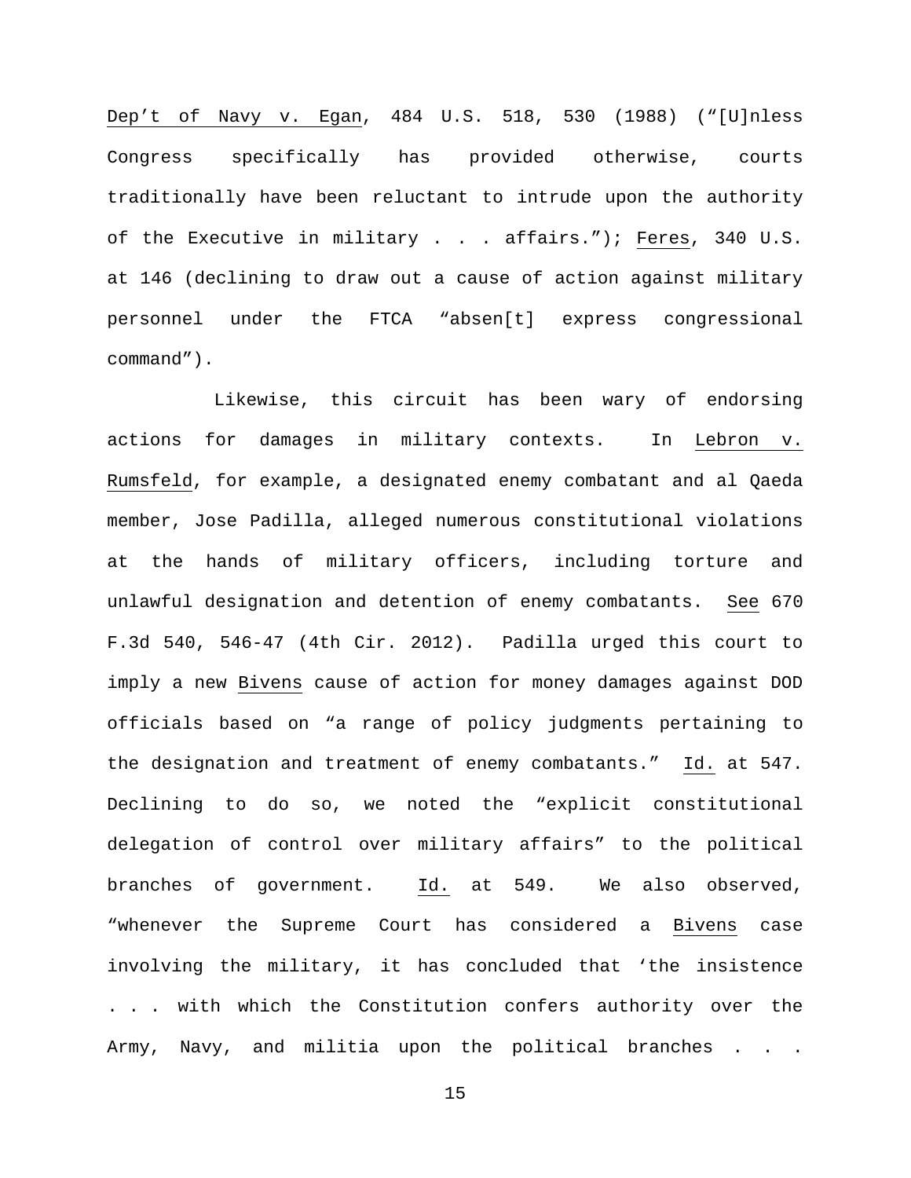Dep't of Navy v. Egan, 484 U.S. 518, 530 (1988) ("[U]nless Congress specifically has provided otherwise, courts traditionally have been reluctant to intrude upon the authority of the Executive in military . . . affairs."); Feres, 340 U.S. at 146 (declining to draw out a cause of action against military personnel under the FTCA "absen[t] express congressional command").

Likewise, this circuit has been wary of endorsing actions for damages in military contexts. In Lebron v. Rumsfeld, for example, a designated enemy combatant and al Qaeda member, Jose Padilla, alleged numerous constitutional violations at the hands of military officers, including torture and unlawful designation and detention of enemy combatants. See 670 F.3d 540, 546-47 (4th Cir. 2012). Padilla urged this court to imply a new Bivens cause of action for money damages against DOD officials based on "a range of policy judgments pertaining to the designation and treatment of enemy combatants." Id. at 547. Declining to do so, we noted the "explicit constitutional delegation of control over military affairs" to the political branches of government. Id. at 549. We also observed, "whenever the Supreme Court has considered a Bivens case involving the military, it has concluded that 'the insistence . . . with which the Constitution confers authority over the Army, Navy, and militia upon the political branches . . .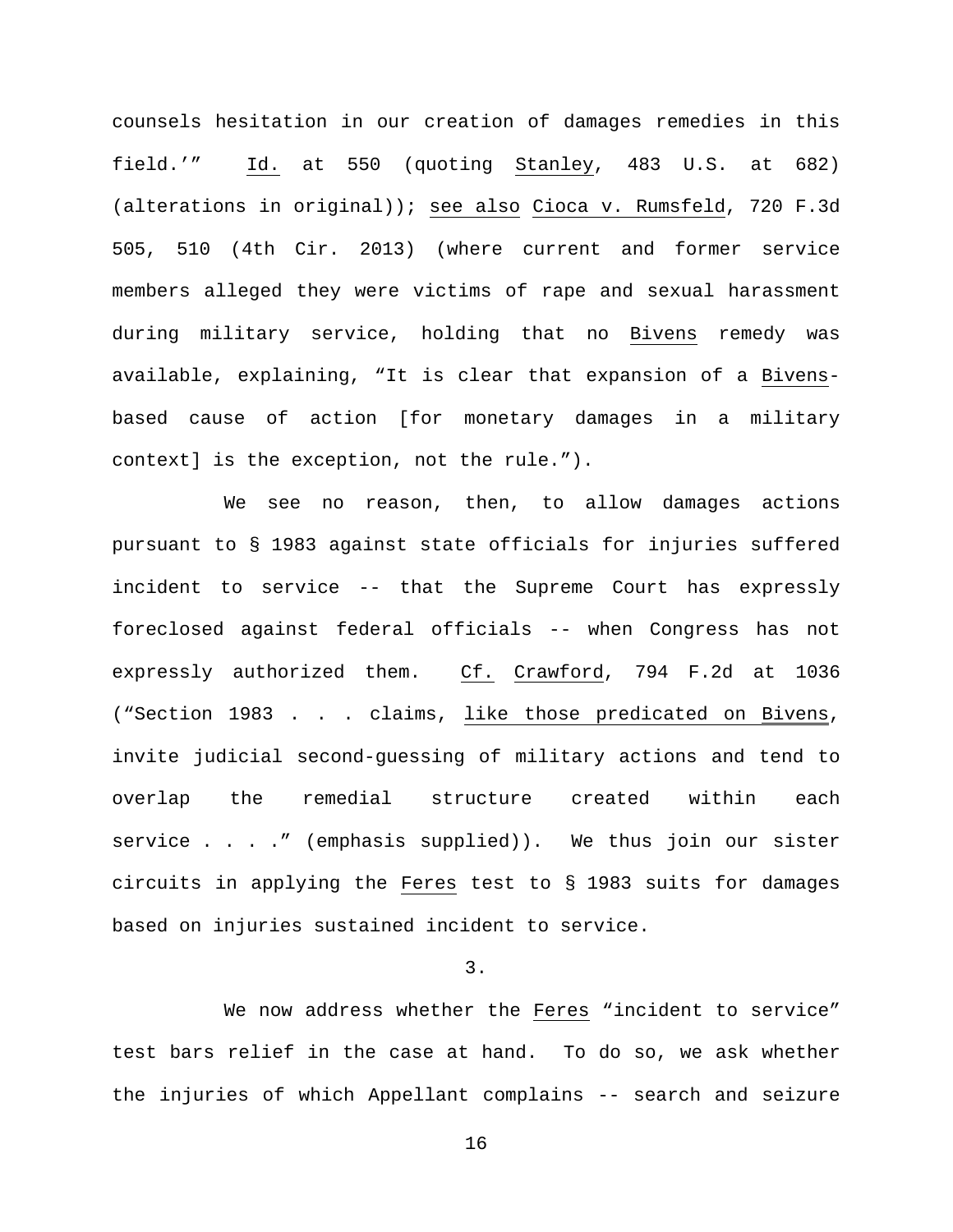counsels hesitation in our creation of damages remedies in this field.'" Id. at 550 (quoting Stanley, 483 U.S. at 682) (alterations in original)); see also Cioca v. Rumsfeld, 720 F.3d 505, 510 (4th Cir. 2013) (where current and former service members alleged they were victims of rape and sexual harassment during military service, holding that no Bivens remedy was available, explaining, "It is clear that expansion of a Bivens-based cause of action [for monetary damages in a military context] is the exception, not the rule.").

We see no reason, then, to allow damages actions pursuant to § 1983 against state officials for injuries suffered incident to service -- that the Supreme Court has expressly foreclosed against federal officials -- when Congress has not expressly authorized them. Cf. Crawford, 794 F.2d at 1036 ("Section 1983 . . . claims, like those predicated on Bivens, invite judicial second-guessing of military actions and tend to overlap the remedial structure created within each service . . . ." (emphasis supplied)). We thus join our sister circuits in applying the Feres test to § 1983 suits for damages based on injuries sustained incident to service.

3.

We now address whether the Feres "incident to service" test bars relief in the case at hand. To do so, we ask whether the injuries of which Appellant complains -- search and seizure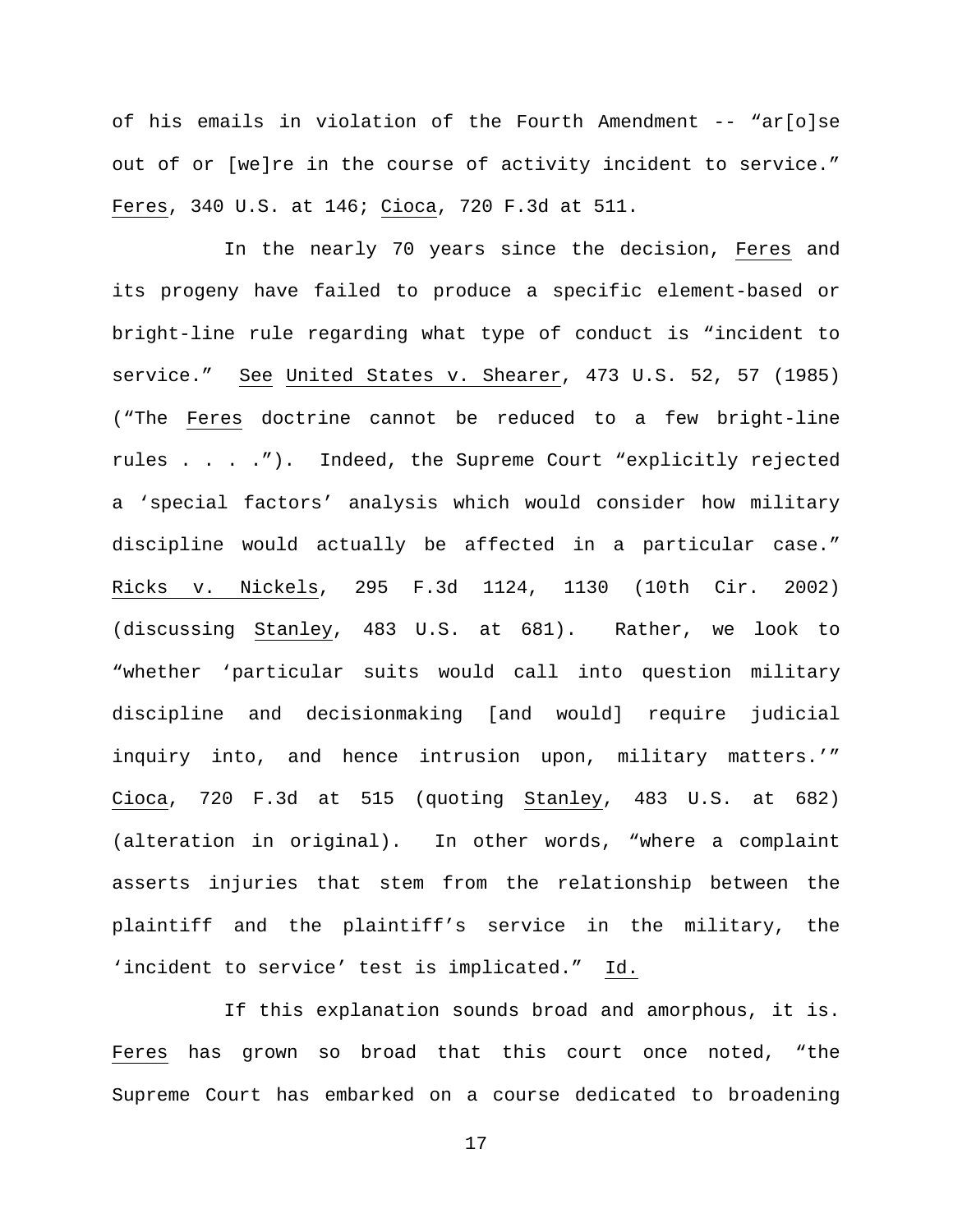of his emails in violation of the Fourth Amendment -- "ar[o]se out of or [we]re in the course of activity incident to service." Feres, 340 U.S. at 146; Cioca, 720 F.3d at 511.

In the nearly 70 years since the decision, Feres and its progeny have failed to produce a specific element-based or bright-line rule regarding what type of conduct is "incident to service." See United States v. Shearer, 473 U.S. 52, 57 (1985) ("The Feres doctrine cannot be reduced to a few bright-line rules . . . ."). Indeed, the Supreme Court "explicitly rejected a 'special factors' analysis which would consider how military discipline would actually be affected in a particular case." Ricks v. Nickels, 295 F.3d 1124, 1130 (10th Cir. 2002) (discussing Stanley, 483 U.S. at 681). Rather, we look to "whether 'particular suits would call into question military discipline and decisionmaking [and would] require judicial inquiry into, and hence intrusion upon, military matters.'" Cioca, 720 F.3d at 515 (quoting Stanley, 483 U.S. at 682) (alteration in original). In other words, "where a complaint asserts injuries that stem from the relationship between the plaintiff and the plaintiff's service in the military, the 'incident to service' test is implicated." Id.

If this explanation sounds broad and amorphous, it is. Feres has grown so broad that this court once noted, "the Supreme Court has embarked on a course dedicated to broadening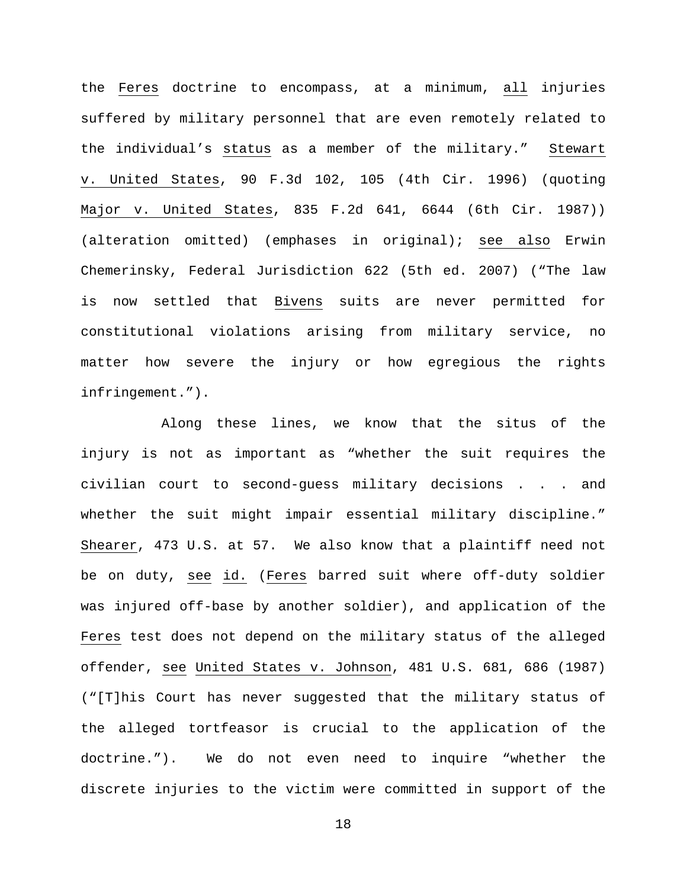the _Feres_ doctrine to encompass, at a minimum, _all_ injuries suffered by military personnel that are even remotely related to the individual's _status_ as a member of the military." _Stewart v. United States_, 90 F.3d 102, 105 (4th Cir. 1996) (quoting _Major v. United States_, 835 F.2d 641, 6644 (6th Cir. 1987)) (alteration omitted) (emphases in original); _see also_ Erwin Chemerinsky, Federal Jurisdiction 622 (5th ed. 2007) ("The law is now settled that _Bivens_ suits are never permitted for constitutional violations arising from military service, no matter how severe the injury or how egregious the rights infringement.").

Along these lines, we know that the situs of the injury is not as important as "whether the suit requires the civilian court to second-guess military decisions . . . and whether the suit might impair essential military discipline." _Shearer_, 473 U.S. at 57. We also know that a plaintiff need not be on duty, _see id._ (_Feres_ barred suit where off-duty soldier was injured off-base by another soldier), and application of the _Feres_ test does not depend on the military status of the alleged offender, _see_ _United States v. Johnson_, 481 U.S. 681, 686 (1987) ("[T]his Court has never suggested that the military status of the alleged tortfeasor is crucial to the application of the doctrine."). We do not even need to inquire "whether the discrete injuries to the victim were committed in support of the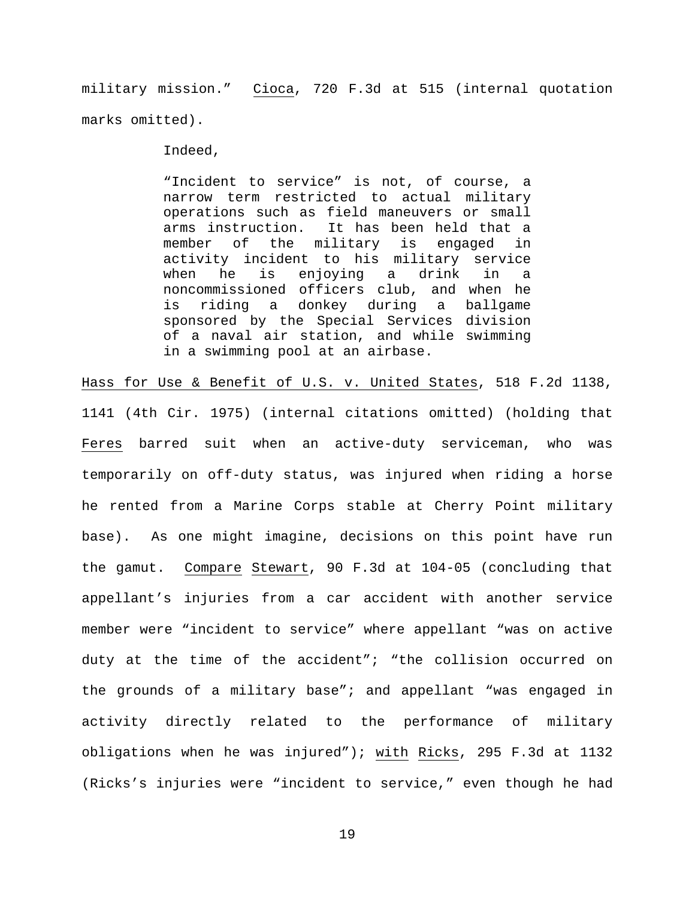military mission." Cioca, 720 F.3d at 515 (internal quotation marks omitted).

Indeed,

> "Incident to service" is not, of course, a narrow term restricted to actual military operations such as field maneuvers or small arms instruction. It has been held that a member of the military is engaged in activity incident to his military service when he is enjoying a drink in a noncommissioned officers club, and when he is riding a donkey during a ballgame sponsored by the Special Services division of a naval air station, and while swimming in a swimming pool at an airbase.

Hass for Use & Benefit of U.S. v. United States, 518 F.2d 1138, 1141 (4th Cir. 1975) (internal citations omitted) (holding that Feres barred suit when an active-duty serviceman, who was temporarily on off-duty status, was injured when riding a horse he rented from a Marine Corps stable at Cherry Point military base). As one might imagine, decisions on this point have run the gamut. Compare Stewart, 90 F.3d at 104-05 (concluding that appellant's injuries from a car accident with another service member were "incident to service" where appellant "was on active duty at the time of the accident"; "the collision occurred on the grounds of a military base"; and appellant "was engaged in activity directly related to the performance of military obligations when he was injured"); with Ricks, 295 F.3d at 1132 (Ricks's injuries were "incident to service," even though he had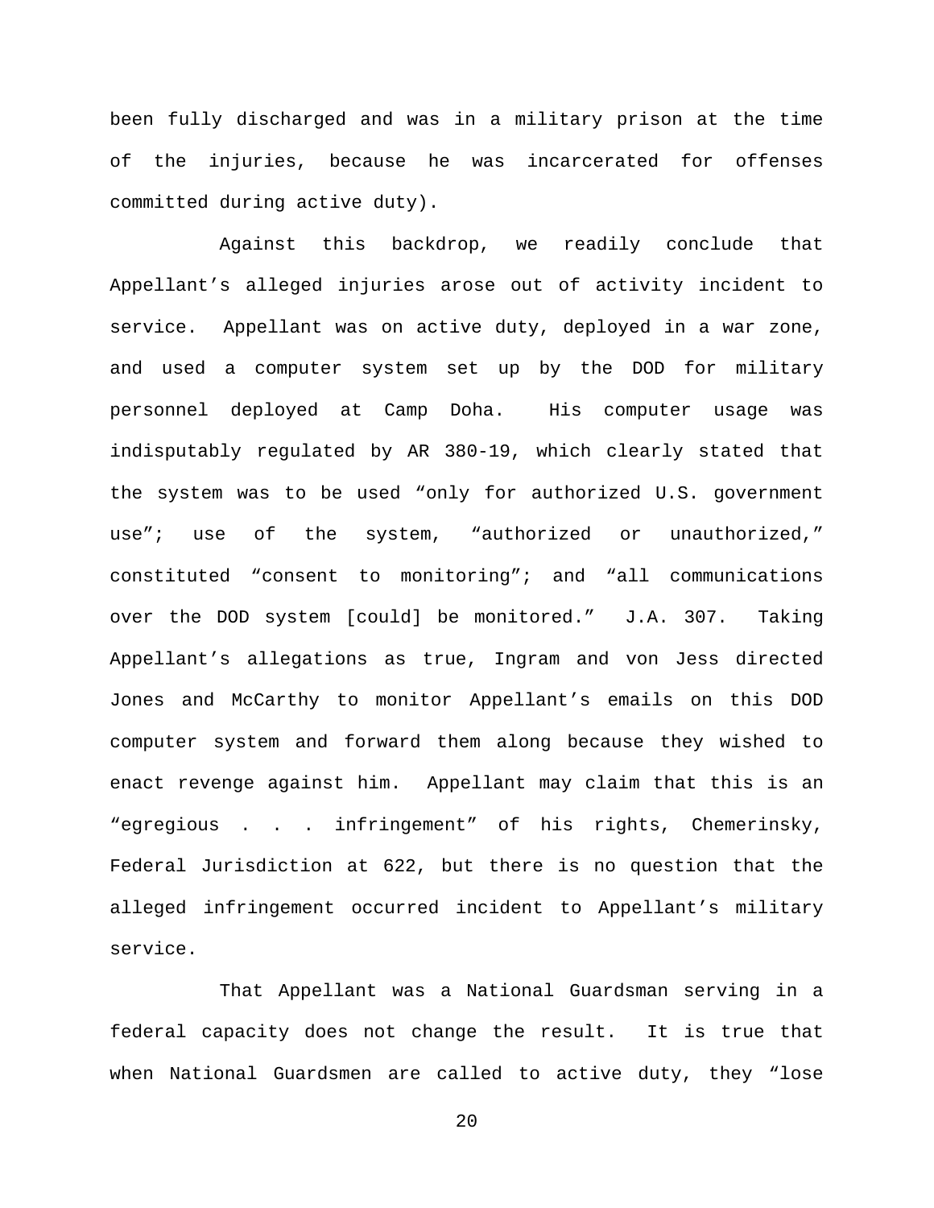been fully discharged and was in a military prison at the time of the injuries, because he was incarcerated for offenses committed during active duty).

Against this backdrop, we readily conclude that Appellant's alleged injuries arose out of activity incident to service. Appellant was on active duty, deployed in a war zone, and used a computer system set up by the DOD for military personnel deployed at Camp Doha. His computer usage was indisputably regulated by AR 380-19, which clearly stated that the system was to be used "only for authorized U.S. government use"; use of the system, "authorized or unauthorized," constituted "consent to monitoring"; and "all communications over the DOD system [could] be monitored." J.A. 307. Taking Appellant's allegations as true, Ingram and von Jess directed Jones and McCarthy to monitor Appellant's emails on this DOD computer system and forward them along because they wished to enact revenge against him. Appellant may claim that this is an "egregious . . . infringement" of his rights, Chemerinsky, Federal Jurisdiction at 622, but there is no question that the alleged infringement occurred incident to Appellant's military service.

That Appellant was a National Guardsman serving in a federal capacity does not change the result. It is true that when National Guardsmen are called to active duty, they "lose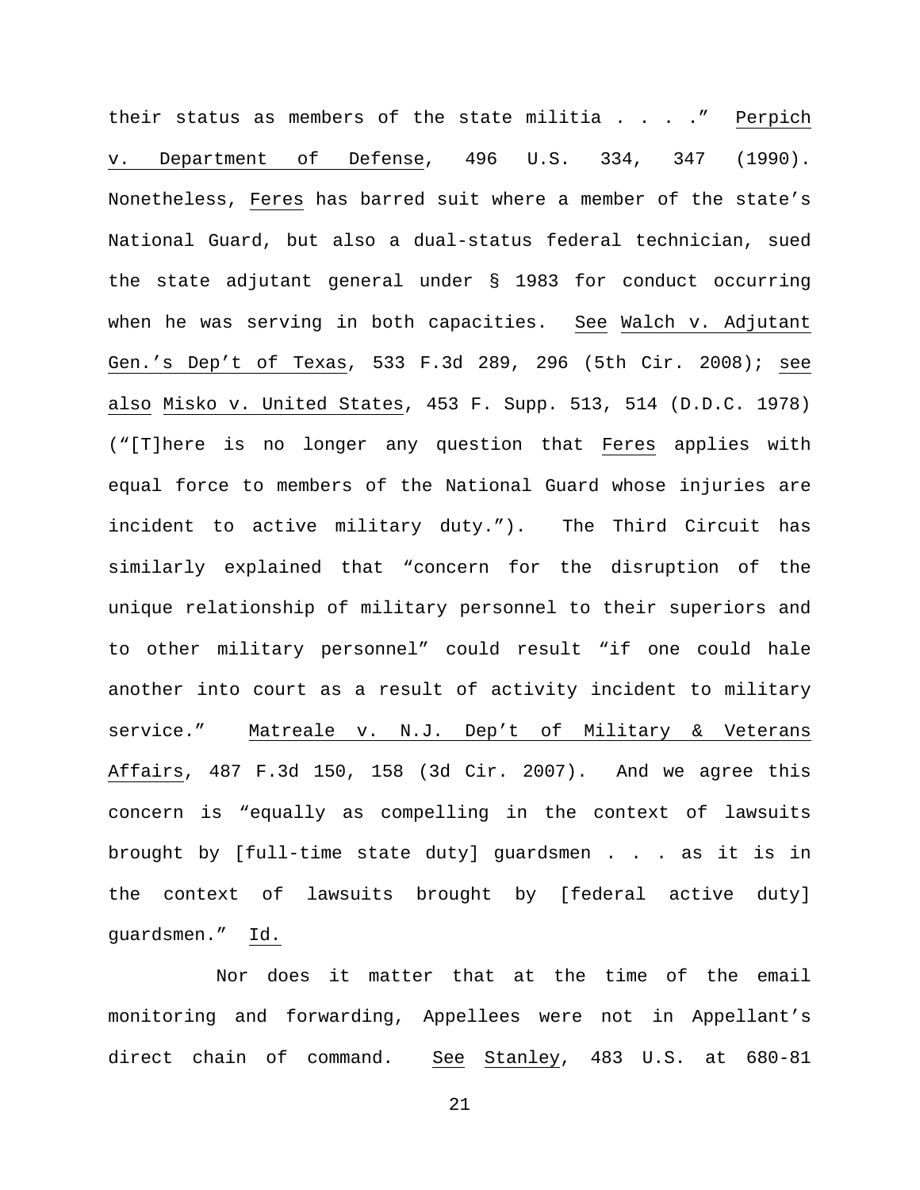their status as members of the state militia . . . ." _Perpich v. Department of Defense_, 496 U.S. 334, 347 (1990). Nonetheless, _Feres_ has barred suit where a member of the state's National Guard, but also a dual-status federal technician, sued the state adjutant general under § 1983 for conduct occurring when he was serving in both capacities. _See_ _Walch v. Adjutant Gen.'s Dep't of Texas_, 533 F.3d 289, 296 (5th Cir. 2008); _see also_ _Misko v. United States_, 453 F. Supp. 513, 514 (D.D.C. 1978) ("[T]here is no longer any question that _Feres_ applies with equal force to members of the National Guard whose injuries are incident to active military duty."). The Third Circuit has similarly explained that "concern for the disruption of the unique relationship of military personnel to their superiors and to other military personnel" could result "if one could hale another into court as a result of activity incident to military service." _Matreale v. N.J. Dep't of Military & Veterans Affairs_, 487 F.3d 150, 158 (3d Cir. 2007). And we agree this concern is "equally as compelling in the context of lawsuits brought by [full-time state duty] guardsmen . . . as it is in the context of lawsuits brought by [federal active duty] guardsmen." _Id._

Nor does it matter that at the time of the email monitoring and forwarding, Appellees were not in Appellant's direct chain of command. _See_ _Stanley_, 483 U.S. at 680-81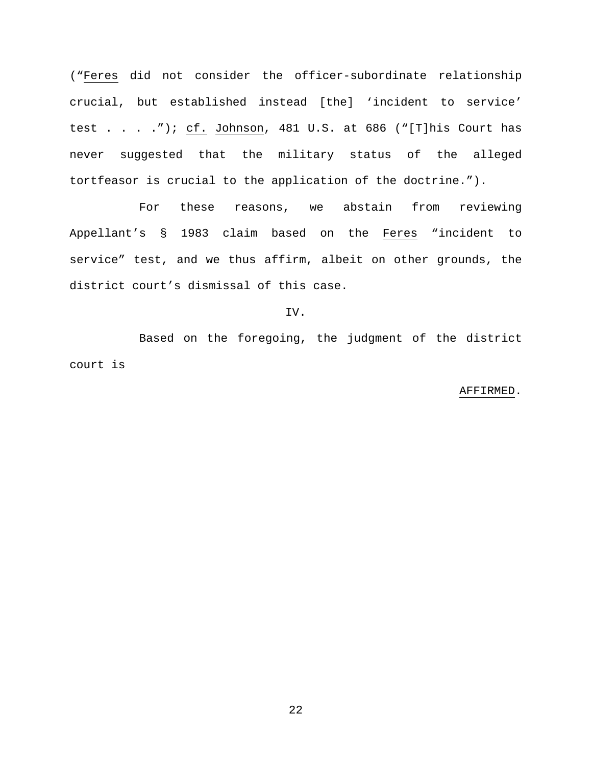("Feres did not consider the officer-subordinate relationship crucial, but established instead [the] 'incident to service' test . . . ."); cf. Johnson, 481 U.S. at 686 ("[T]his Court has never suggested that the military status of the alleged tortfeasor is crucial to the application of the doctrine.").

For these reasons, we abstain from reviewing Appellant's § 1983 claim based on the Feres "incident to service" test, and we thus affirm, albeit on other grounds, the district court's dismissal of this case.

IV.

Based on the foregoing, the judgment of the district court is

AFFIRMED.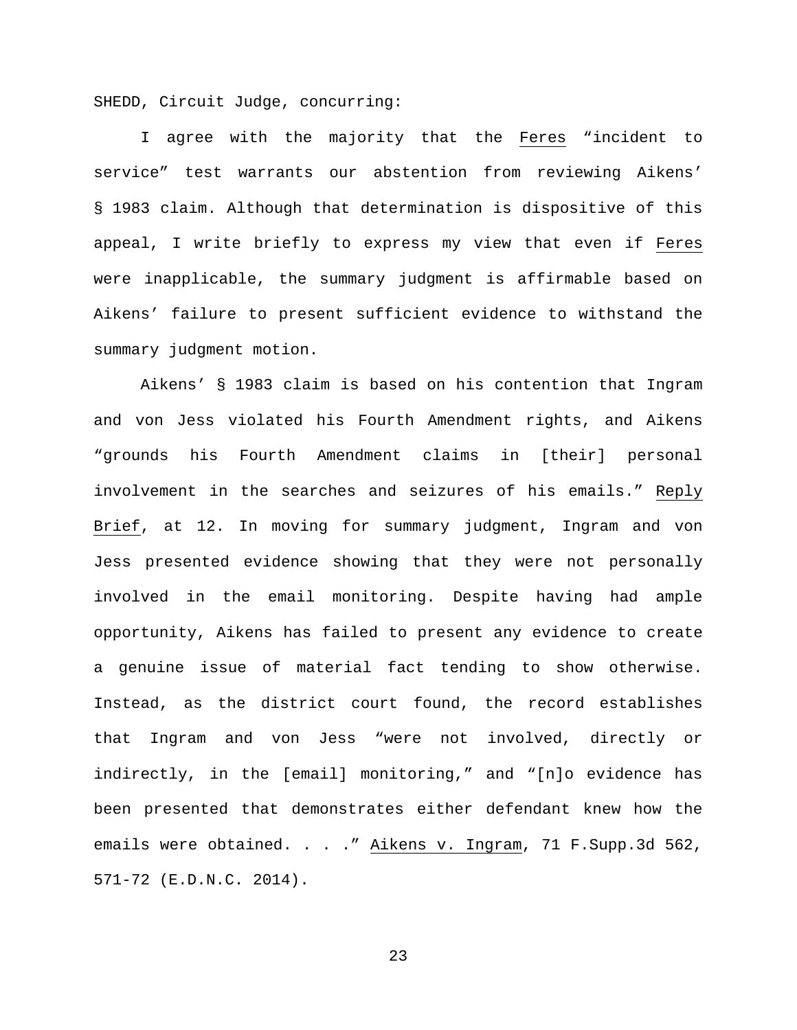SHEDD, Circuit Judge, concurring:

I agree with the majority that the Feres "incident to service" test warrants our abstention from reviewing Aikens' § 1983 claim. Although that determination is dispositive of this appeal, I write briefly to express my view that even if Feres were inapplicable, the summary judgment is affirmable based on Aikens' failure to present sufficient evidence to withstand the summary judgment motion.

Aikens' § 1983 claim is based on his contention that Ingram and von Jess violated his Fourth Amendment rights, and Aikens "grounds his Fourth Amendment claims in [their] personal involvement in the searches and seizures of his emails." Reply Brief, at 12. In moving for summary judgment, Ingram and von Jess presented evidence showing that they were not personally involved in the email monitoring. Despite having had ample opportunity, Aikens has failed to present any evidence to create a genuine issue of material fact tending to show otherwise. Instead, as the district court found, the record establishes that Ingram and von Jess "were not involved, directly or indirectly, in the [email] monitoring," and "[n]o evidence has been presented that demonstrates either defendant knew how the emails were obtained. . . ." Aikens v. Ingram, 71 F.Supp.3d 562, 571-72 (E.D.N.C. 2014).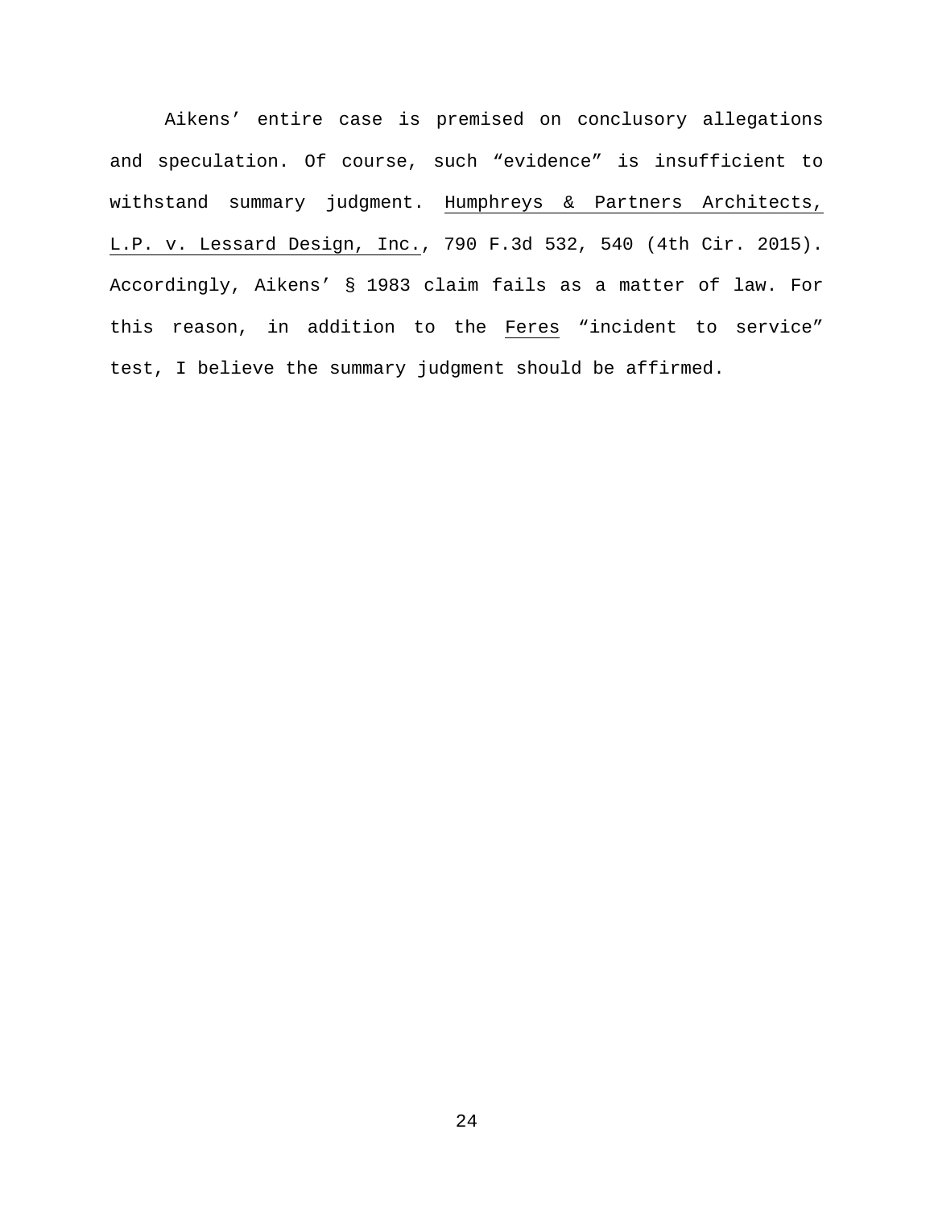Aikens' entire case is premised on conclusory allegations and speculation. Of course, such "evidence" is insufficient to withstand summary judgment. Humphreys & Partners Architects, L.P. v. Lessard Design, Inc., 790 F.3d 532, 540 (4th Cir. 2015). Accordingly, Aikens' § 1983 claim fails as a matter of law. For this reason, in addition to the Feres "incident to service" test, I believe the summary judgment should be affirmed.